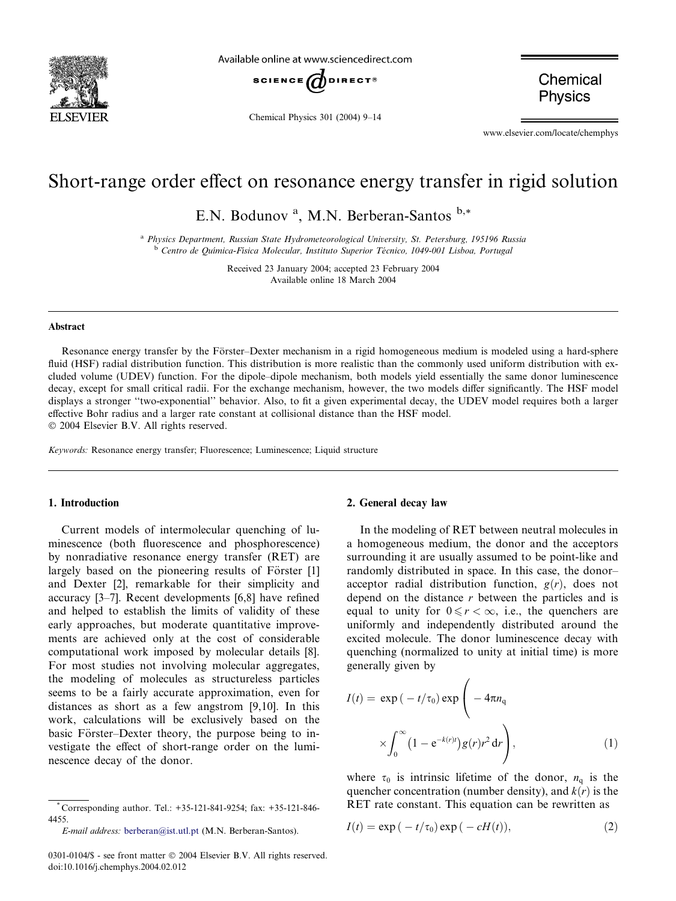# Short-range order effect on resonance energy transfer in rigid solution

E.N. Bodunov [a], M.N. Berberan-Santos [b,*]

[a] Physics Department, Russian State Hydrometeorological University, St. Petersburg, 195196 Russia
[b] Centro de Química-Física Molecular, Instituto Superior Técnico, 1049-001 Lisboa, Portugal

Received 23 January 2004; accepted 23 February 2004
Available online 18 March 2004

## Abstract

Resonance energy transfer by the Förster–Dexter mechanism in a rigid homogeneous medium is modeled using a hard-sphere fluid (HSF) radial distribution function. This distribution is more realistic than the commonly used uniform distribution with excluded volume (UDEV) function. For the dipole–dipole mechanism, both models yield essentially the same donor luminescence decay, except for small critical radii. For the exchange mechanism, however, the two models differ significantly. The HSF model displays a stronger "two-exponential" behavior. Also, to fit a given experimental decay, the UDEV model requires both a larger effective Bohr radius and a larger rate constant at collisional distance than the HSF model.
© 2004 Elsevier B.V. All rights reserved.

*Keywords:* Resonance energy transfer; Fluorescence; Luminescence; Liquid structure

## 1. Introduction

Current models of intermolecular quenching of luminescence (both fluorescence and phosphorescence) by nonradiative resonance energy transfer (RET) are largely based on the pioneering results of Förster [1] and Dexter [2], remarkable for their simplicity and accuracy [3–7]. Recent developments [6,8] have refined and helped to establish the limits of validity of these early approaches, but moderate quantitative improvements are achieved only at the cost of considerable computational work imposed by molecular details [8]. For most studies not involving molecular aggregates, the modeling of molecules as structureless particles seems to be a fairly accurate approximation, even for distances as short as a few angstrom [9,10]. In this work, calculations will be exclusively based on the basic Förster–Dexter theory, the purpose being to investigate the effect of short-range order on the luminescence decay of the donor.

## 2. General decay law

In the modeling of RET between neutral molecules in a homogeneous medium, the donor and the acceptors surrounding it are usually assumed to be point-like and randomly distributed in space. In this case, the donor–acceptor radial distribution function, $g(r)$, does not depend on the distance $r$ between the particles and is equal to unity for $0 \leqslant r < \infty$, i.e., the quenchers are uniformly and independently distributed around the excited molecule. The donor luminescence decay with quenching (normalized to unity at initial time) is more generally given by

$$I(t) = \exp(-t/\tau_0) \exp\left(-4\pi n_q \times \int_0^\infty \left(1 - e^{-k(r)t}\right) g(r) r^2 \, dr\right), \tag{1}$$

where $\tau_0$ is intrinsic lifetime of the donor, $n_q$ is the quencher concentration (number density), and $k(r)$ is the RET rate constant. This equation can be rewritten as

$$I(t) = \exp(-t/\tau_0) \exp(-cH(t)), \tag{2}$$

* Corresponding author. Tel.: +35-121-841-9254; fax: +35-121-846-4455.
*E-mail address:* berberan@ist.utl.pt (M.N. Berberan-Santos).

0301-0104/$ - see front matter © 2004 Elsevier B.V. All rights reserved.
doi:10.1016/j.chemphys.2004.02.012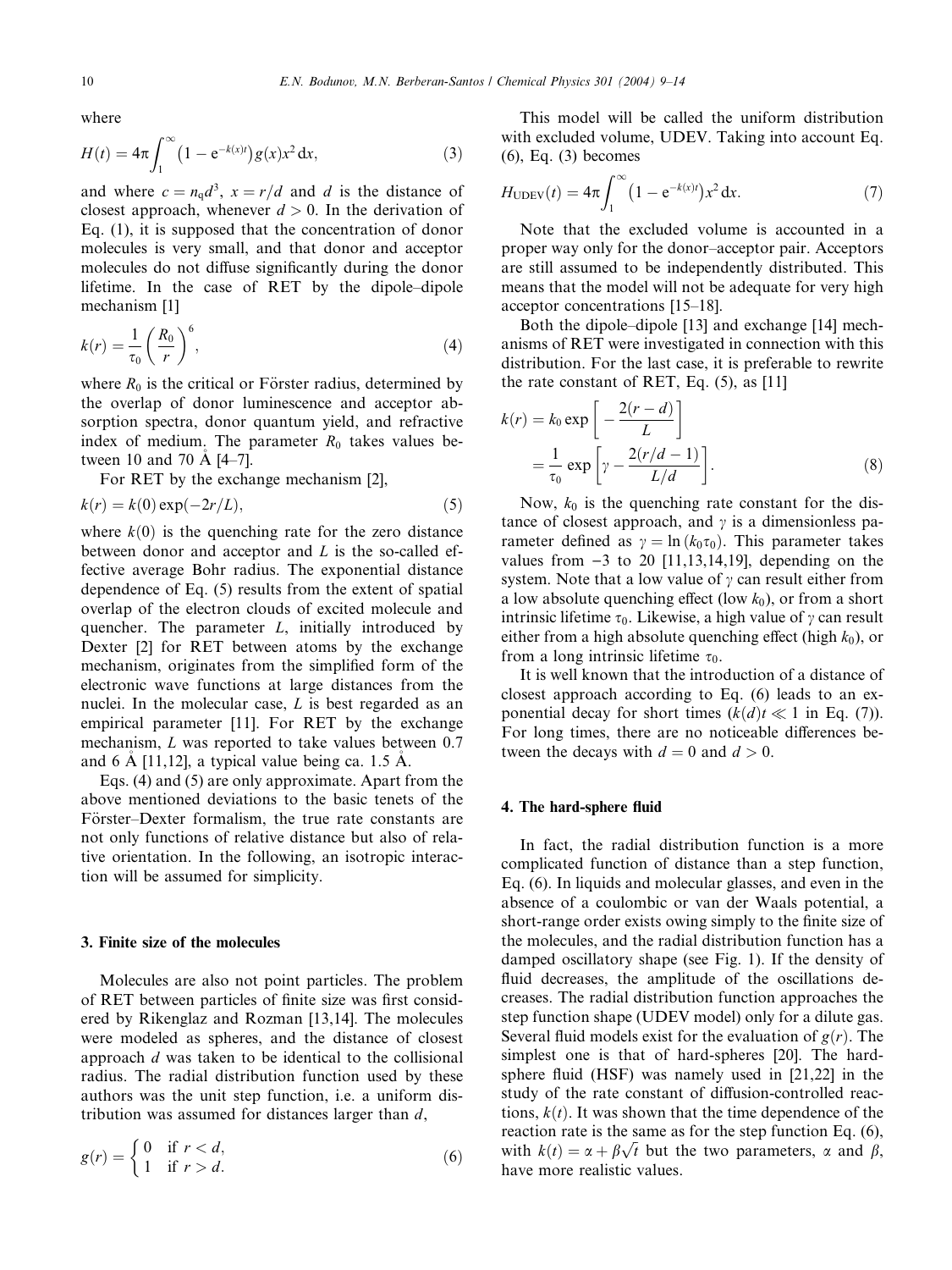where

$$H(t) = 4\pi \int_1^\infty \left(1 - e^{-k(x)t}\right) g(x) x^2 \, dx, \tag{3}$$

and where $c = n_q d^3$, $x = r/d$ and $d$ is the distance of closest approach, whenever $d > 0$. In the derivation of Eq. (1), it is supposed that the concentration of donor molecules is very small, and that donor and acceptor molecules do not diffuse significantly during the donor lifetime. In the case of RET by the dipole–dipole mechanism [1]

$$k(r) = \frac{1}{\tau_0} \left( \frac{R_0}{r} \right)^6, \tag{4}$$

where $R_0$ is the critical or Förster radius, determined by the overlap of donor luminescence and acceptor absorption spectra, donor quantum yield, and refractive index of medium. The parameter $R_0$ takes values between 10 and 70 Å [4–7].

For RET by the exchange mechanism [2],

$$k(r) = k(0) \exp(-2r/L), \tag{5}$$

where $k(0)$ is the quenching rate for the zero distance between donor and acceptor and $L$ is the so-called effective average Bohr radius. The exponential distance dependence of Eq. (5) results from the extent of spatial overlap of the electron clouds of excited molecule and quencher. The parameter $L$, initially introduced by Dexter [2] for RET between atoms by the exchange mechanism, originates from the simplified form of the electronic wave functions at large distances from the nuclei. In the molecular case, $L$ is best regarded as an empirical parameter [11]. For RET by the exchange mechanism, $L$ was reported to take values between 0.7 and 6 Å [11,12], a typical value being ca. 1.5 Å.

Eqs. (4) and (5) are only approximate. Apart from the above mentioned deviations to the basic tenets of the Förster–Dexter formalism, the true rate constants are not only functions of relative distance but also of relative orientation. In the following, an isotropic interaction will be assumed for simplicity.

## 3. Finite size of the molecules

Molecules are also not point particles. The problem of RET between particles of finite size was first considered by Rikenglaz and Rozman [13,14]. The molecules were modeled as spheres, and the distance of closest approach $d$ was taken to be identical to the collisional radius. The radial distribution function used by these authors was the unit step function, i.e. a uniform distribution was assumed for distances larger than $d$,

$$g(r) = \begin{cases} 0 & \text{if } r < d, \\ 1 & \text{if } r > d. \end{cases} \tag{6}$$

This model will be called the uniform distribution with excluded volume, UDEV. Taking into account Eq. (6), Eq. (3) becomes

$$H_{\text{UDEV}}(t) = 4\pi \int_1^\infty \left(1 - e^{-k(x)t}\right) x^2 \, dx. \tag{7}$$

Note that the excluded volume is accounted in a proper way only for the donor–acceptor pair. Acceptors are still assumed to be independently distributed. This means that the model will not be adequate for very high acceptor concentrations [15–18].

Both the dipole–dipole [13] and exchange [14] mechanisms of RET were investigated in connection with this distribution. For the last case, it is preferable to rewrite the rate constant of RET, Eq. (5), as [11]

$$k(r) = k_0 \exp\left[ -\frac{2(r-d)}{L} \right] = \frac{1}{\tau_0} \exp\left[ \gamma - \frac{2(r/d - 1)}{L/d} \right]. \tag{8}$$

Now, $k_0$ is the quenching rate constant for the distance of closest approach, and $\gamma$ is a dimensionless parameter defined as $\gamma = \ln(k_0 \tau_0)$. This parameter takes values from −3 to 20 [11,13,14,19], depending on the system. Note that a low value of $\gamma$ can result either from a low absolute quenching effect (low $k_0$), or from a short intrinsic lifetime $\tau_0$. Likewise, a high value of $\gamma$ can result either from a high absolute quenching effect (high $k_0$), or from a long intrinsic lifetime $\tau_0$.

It is well known that the introduction of a distance of closest approach according to Eq. (6) leads to an exponential decay for short times ($k(d)t \ll 1$ in Eq. (7)). For long times, there are no noticeable differences between the decays with $d = 0$ and $d > 0$.

## 4. The hard-sphere fluid

In fact, the radial distribution function is a more complicated function of distance than a step function, Eq. (6). In liquids and molecular glasses, and even in the absence of a coulombic or van der Waals potential, a short-range order exists owing simply to the finite size of the molecules, and the radial distribution function has a damped oscillatory shape (see Fig. 1). If the density of fluid decreases, the amplitude of the oscillations decreases. The radial distribution function approaches the step function shape (UDEV model) only for a dilute gas. Several fluid models exist for the evaluation of $g(r)$. The simplest one is that of hard-spheres [20]. The hard-sphere fluid (HSF) was namely used in [21,22] in the study of the rate constant of diffusion-controlled reactions, $k(t)$. It was shown that the time dependence of the reaction rate is the same as for the step function Eq. (6), with $k(t) = \alpha + \beta\sqrt{t}$ but the two parameters, $\alpha$ and $\beta$, have more realistic values.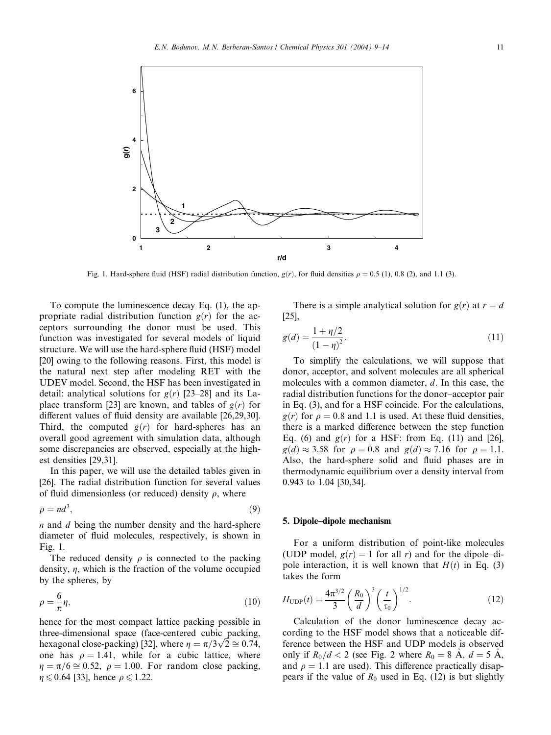Fig. 1. Hard-sphere fluid (HSF) radial distribution function, $g(r)$, for fluid densities $\rho = 0.5$ (1), 0.8 (2), and 1.1 (3).

To compute the luminescence decay Eq. (1), the appropriate radial distribution function $g(r)$ for the acceptors surrounding the donor must be used. This function was investigated for several models of liquid structure. We will use the hard-sphere fluid (HSF) model [20] owing to the following reasons. First, this model is the natural next step after modeling RET with the UDEV model. Second, the HSF has been investigated in detail: analytical solutions for $g(r)$ [23–28] and its Laplace transform [23] are known, and tables of $g(r)$ for different values of fluid density are available [26,29,30]. Third, the computed $g(r)$ for hard-spheres has an overall good agreement with simulation data, although some discrepancies are observed, especially at the highest densities [29,31].

In this paper, we will use the detailed tables given in [26]. The radial distribution function for several values of fluid dimensionless (or reduced) density $\rho$, where

$$\rho = nd^3, \tag{9}$$

$n$ and $d$ being the number density and the hard-sphere diameter of fluid molecules, respectively, is shown in Fig. 1.

The reduced density $\rho$ is connected to the packing density, $\eta$, which is the fraction of the volume occupied by the spheres, by

$$\rho = \frac{6}{\pi}\eta, \tag{10}$$

hence for the most compact lattice packing possible in three-dimensional space (face-centered cubic packing, hexagonal close-packing) [32], where $\eta = \pi/3\sqrt{2} \cong 0.74$, one has $\rho = 1.41$, while for a cubic lattice, where $\eta = \pi/6 \cong 0.52$, $\rho = 1.00$. For random close packing, $\eta \leqslant 0.64$ [33], hence $\rho \leqslant 1.22$.

There is a simple analytical solution for $g(r)$ at $r = d$ [25],

$$g(d) = \frac{1 + \eta/2}{(1-\eta)^2}. \tag{11}$$

To simplify the calculations, we will suppose that donor, acceptor, and solvent molecules are all spherical molecules with a common diameter, $d$. In this case, the radial distribution functions for the donor–acceptor pair in Eq. (3), and for a HSF coincide. For the calculations, $g(r)$ for $\rho = 0.8$ and 1.1 is used. At these fluid densities, there is a marked difference between the step function Eq. (6) and $g(r)$ for a HSF: from Eq. (11) and [26], $g(d) \approx 3.58$ for $\rho = 0.8$ and $g(d) \approx 7.16$ for $\rho = 1.1$. Also, the hard-sphere solid and fluid phases are in thermodynamic equilibrium over a density interval from 0.943 to 1.04 [30,34].

## 5. Dipole–dipole mechanism

For a uniform distribution of point-like molecules (UDP model, $g(r) = 1$ for all $r$) and for the dipole–dipole interaction, it is well known that $H(t)$ in Eq. (3) takes the form

$$H_{\text{UDP}}(t) = \frac{4\pi^{3/2}}{3}\left(\frac{R_0}{d}\right)^3\left(\frac{t}{\tau_0}\right)^{1/2}. \tag{12}$$

Calculation of the donor luminescence decay according to the HSF model shows that a noticeable difference between the HSF and UDP models is observed only if $R_0/d < 2$ (see Fig. 2 where $R_0 = 8$ Å, $d = 5$ Å, and $\rho = 1.1$ are used). This difference practically disappears if the value of $R_0$ used in Eq. (12) is but slightly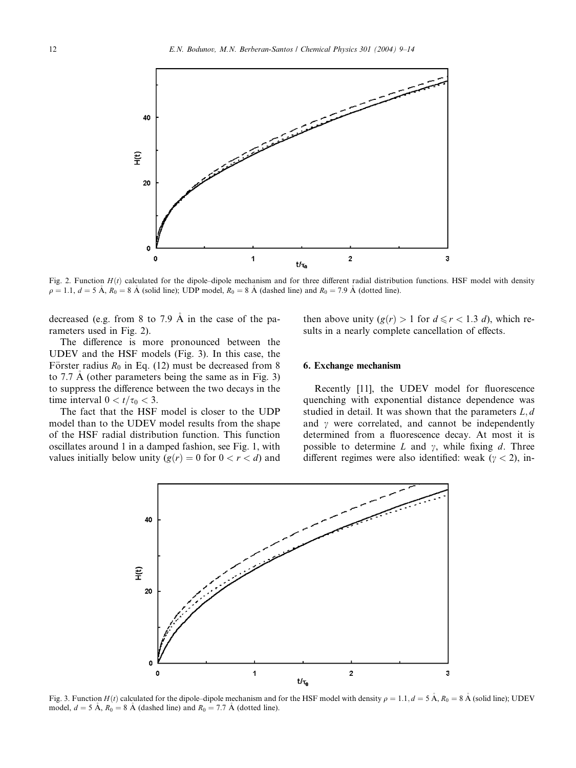Fig. 2. Function $H(t)$ calculated for the dipole–dipole mechanism and for three different radial distribution functions. HSF model with density $\rho = 1.1$, $d = 5$ Å, $R_0 = 8$ Å (solid line); UDP model, $R_0 = 8$ Å (dashed line) and $R_0 = 7.9$ Å (dotted line).

decreased (e.g. from 8 to 7.9 Å in the case of the parameters used in Fig. 2).

The difference is more pronounced between the UDEV and the HSF models (Fig. 3). In this case, the Förster radius $R_0$ in Eq. (12) must be decreased from 8 to 7.7 Å (other parameters being the same as in Fig. 3) to suppress the difference between the two decays in the time interval $0 < t/\tau_0 < 3$.

The fact that the HSF model is closer to the UDP model than to the UDEV model results from the shape of the HSF radial distribution function. This function oscillates around 1 in a damped fashion, see Fig. 1, with values initially below unity ($g(r) = 0$ for $0 < r < d$) and then above unity ($g(r) > 1$ for $d \leqslant r < 1.3\ d$), which results in a nearly complete cancellation of effects.

## 6. Exchange mechanism

Recently [11], the UDEV model for fluorescence quenching with exponential distance dependence was studied in detail. It was shown that the parameters $L, d$ and $\gamma$ were correlated, and cannot be independently determined from a fluorescence decay. At most it is possible to determine $L$ and $\gamma$, while fixing $d$. Three different regimes were also identified: weak ($\gamma < 2$), in-

Fig. 3. Function $H(t)$ calculated for the dipole–dipole mechanism and for the HSF model with density $\rho = 1.1$, $d = 5$ Å, $R_0 = 8$ Å (solid line); UDEV model, $d = 5$ Å, $R_0 = 8$ Å (dashed line) and $R_0 = 7.7$ Å (dotted line).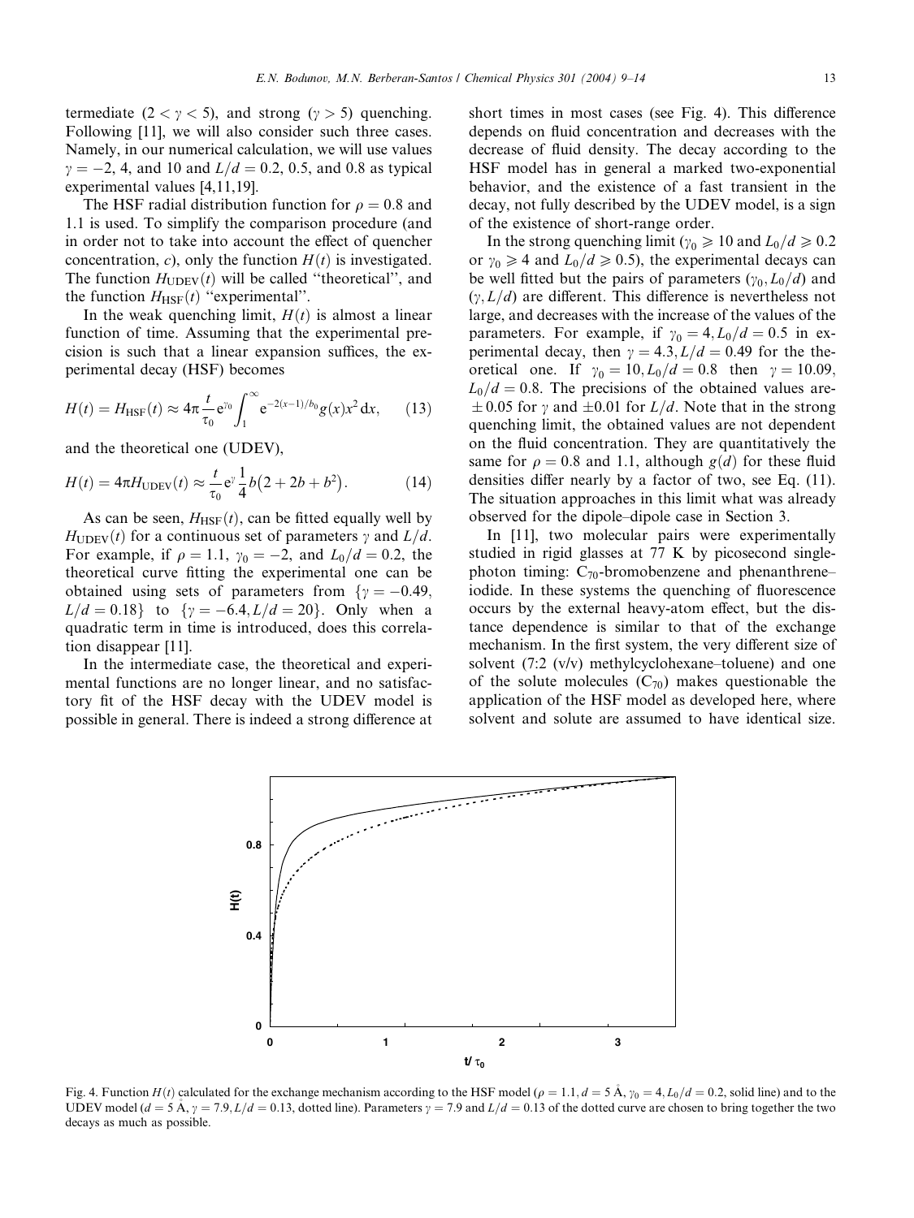termediate ($2 < \gamma < 5$), and strong ($\gamma > 5$) quenching. Following [11], we will also consider such three cases. Namely, in our numerical calculation, we will use values $\gamma = -2$, 4, and 10 and $L/d = 0.2$, 0.5, and 0.8 as typical experimental values [4,11,19].

The HSF radial distribution function for $\rho = 0.8$ and 1.1 is used. To simplify the comparison procedure (and in order not to take into account the effect of quencher concentration, $c$), only the function $H(t)$ is investigated. The function $H_{\text{UDEV}}(t)$ will be called "theoretical", and the function $H_{\text{HSF}}(t)$ "experimental".

In the weak quenching limit, $H(t)$ is almost a linear function of time. Assuming that the experimental precision is such that a linear expansion suffices, the experimental decay (HSF) becomes

$$H(t) = H_{\text{HSF}}(t) \approx 4\pi \frac{t}{\tau_0} e^{\gamma_0} \int_1^{\infty} e^{-2(x-1)/b_0} g(x) x^2 \, dx, \qquad (13)$$

and the theoretical one (UDEV),

$$H(t) = 4\pi H_{\text{UDEV}}(t) \approx \frac{t}{\tau_0} e^{\gamma} \frac{1}{4} b\left(2 + 2b + b^2\right). \qquad (14)$$

As can be seen, $H_{\text{HSF}}(t)$, can be fitted equally well by $H_{\text{UDEV}}(t)$ for a continuous set of parameters $\gamma$ and $L/d$. For example, if $\rho = 1.1$, $\gamma_0 = -2$, and $L_0/d = 0.2$, the theoretical curve fitting the experimental one can be obtained using sets of parameters from $\{\gamma = -0.49, L/d = 0.18\}$ to $\{\gamma = -6.4, L/d = 20\}$. Only when a quadratic term in time is introduced, does this correlation disappear [11].

In the intermediate case, the theoretical and experimental functions are no longer linear, and no satisfactory fit of the HSF decay with the UDEV model is possible in general. There is indeed a strong difference at short times in most cases (see Fig. 4). This difference depends on fluid concentration and decreases with the decrease of fluid density. The decay according to the HSF model has in general a marked two-exponential behavior, and the existence of a fast transient in the decay, not fully described by the UDEV model, is a sign of the existence of short-range order.

In the strong quenching limit ($\gamma_0 \geqslant 10$ and $L_0/d \geqslant 0.2$ or $\gamma_0 \geqslant 4$ and $L_0/d \geqslant 0.5$), the experimental decays can be well fitted but the pairs of parameters $(\gamma_0, L_0/d)$ and $(\gamma, L/d)$ are different. This difference is nevertheless not large, and decreases with the increase of the values of the parameters. For example, if $\gamma_0 = 4, L_0/d = 0.5$ in experimental decay, then $\gamma = 4.3, L/d = 0.49$ for the theoretical one. If $\gamma_0 = 10, L_0/d = 0.8$ then $\gamma = 10.09$, $L_0/d = 0.8$. The precisions of the obtained values are $\pm 0.05$ for $\gamma$ and $\pm 0.01$ for $L/d$. Note that in the strong quenching limit, the obtained values are not dependent on the fluid concentration. They are quantitatively the same for $\rho = 0.8$ and 1.1, although $g(d)$ for these fluid densities differ nearly by a factor of two, see Eq. (11). The situation approaches in this limit what was already observed for the dipole–dipole case in Section 3.

In [11], two molecular pairs were experimentally studied in rigid glasses at 77 K by picosecond single-photon timing: $C_{70}$-bromobenzene and phenanthrene–iodide. In these systems the quenching of fluorescence occurs by the external heavy-atom effect, but the distance dependence is similar to that of the exchange mechanism. In the first system, the very different size of solvent (7:2 (v/v) methylcyclohexane–toluene) and one of the solute molecules ($C_{70}$) makes questionable the application of the HSF model as developed here, where solvent and solute are assumed to have identical size.

Fig. 4. Function $H(t)$ calculated for the exchange mechanism according to the HSF model ($\rho = 1.1, d = 5$ Å, $\gamma_0 = 4, L_0/d = 0.2$, solid line) and to the UDEV model ($d = 5$ Å, $\gamma = 7.9, L/d = 0.13$, dotted line). Parameters $\gamma = 7.9$ and $L/d = 0.13$ of the dotted curve are chosen to bring together the two decays as much as possible.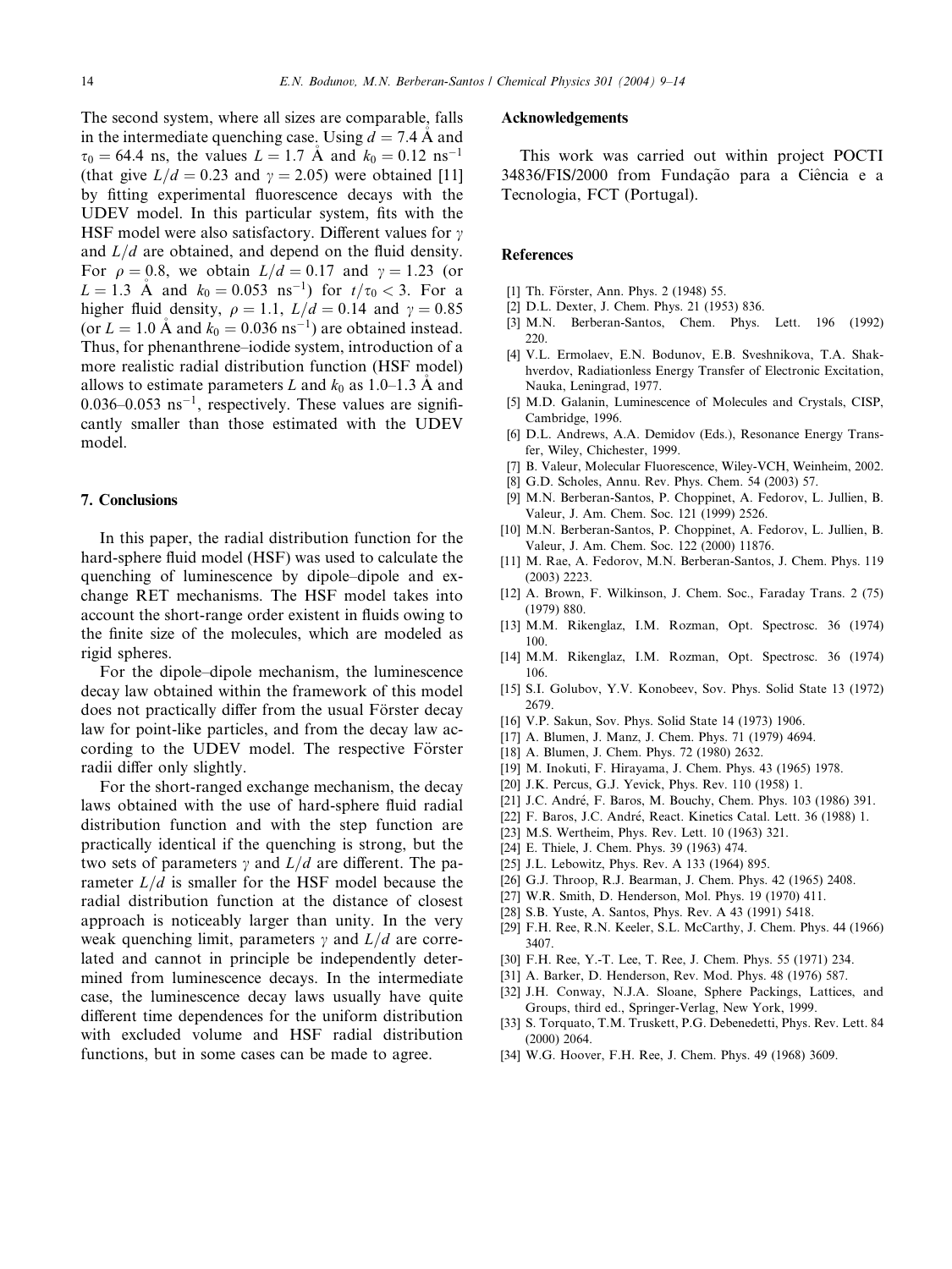The second system, where all sizes are comparable, falls in the intermediate quenching case. Using $d = 7.4$ Å and $\tau_0 = 64.4$ ns, the values $L = 1.7$ Å and $k_0 = 0.12$ ns$^{-1}$ (that give $L/d = 0.23$ and $\gamma = 2.05$) were obtained [11] by fitting experimental fluorescence decays with the UDEV model. In this particular system, fits with the HSF model were also satisfactory. Different values for $\gamma$ and $L/d$ are obtained, and depend on the fluid density. For $\rho = 0.8$, we obtain $L/d = 0.17$ and $\gamma = 1.23$ (or $L = 1.3$ Å and $k_0 = 0.053$ ns$^{-1}$) for $t/\tau_0 < 3$. For a higher fluid density, $\rho = 1.1$, $L/d = 0.14$ and $\gamma = 0.85$ (or $L = 1.0$ Å and $k_0 = 0.036$ ns$^{-1}$) are obtained instead. Thus, for phenanthrene–iodide system, introduction of a more realistic radial distribution function (HSF model) allows to estimate parameters $L$ and $k_0$ as 1.0–1.3 Å and 0.036–0.053 ns$^{-1}$, respectively. These values are significantly smaller than those estimated with the UDEV model.

## 7. Conclusions

In this paper, the radial distribution function for the hard-sphere fluid model (HSF) was used to calculate the quenching of luminescence by dipole–dipole and exchange RET mechanisms. The HSF model takes into account the short-range order existent in fluids owing to the finite size of the molecules, which are modeled as rigid spheres.

For the dipole–dipole mechanism, the luminescence decay law obtained within the framework of this model does not practically differ from the usual Förster decay law for point-like particles, and from the decay law according to the UDEV model. The respective Förster radii differ only slightly.

For the short-ranged exchange mechanism, the decay laws obtained with the use of hard-sphere fluid radial distribution function and with the step function are practically identical if the quenching is strong, but the two sets of parameters $\gamma$ and $L/d$ are different. The parameter $L/d$ is smaller for the HSF model because the radial distribution function at the distance of closest approach is noticeably larger than unity. In the very weak quenching limit, parameters $\gamma$ and $L/d$ are correlated and cannot in principle be independently determined from luminescence decays. In the intermediate case, the luminescence decay laws usually have quite different time dependences for the uniform distribution with excluded volume and HSF radial distribution functions, but in some cases can be made to agree.

## Acknowledgements

This work was carried out within project POCTI 34836/FIS/2000 from Fundação para a Ciência e a Tecnologia, FCT (Portugal).

## References

[1] Th. Förster, Ann. Phys. 2 (1948) 55.
[2] D.L. Dexter, J. Chem. Phys. 21 (1953) 836.
[3] M.N. Berberan-Santos, Chem. Phys. Lett. 196 (1992) 220.
[4] V.L. Ermolaev, E.N. Bodunov, E.B. Sveshnikova, T.A. Shakhverdov, Radiationless Energy Transfer of Electronic Excitation, Nauka, Leningrad, 1977.
[5] M.D. Galanin, Luminescence of Molecules and Crystals, CISP, Cambridge, 1996.
[6] D.L. Andrews, A.A. Demidov (Eds.), Resonance Energy Transfer, Wiley, Chichester, 1999.
[7] B. Valeur, Molecular Fluorescence, Wiley-VCH, Weinheim, 2002.
[8] G.D. Scholes, Annu. Rev. Phys. Chem. 54 (2003) 57.
[9] M.N. Berberan-Santos, P. Choppinet, A. Fedorov, L. Jullien, B. Valeur, J. Am. Chem. Soc. 121 (1999) 2526.
[10] M.N. Berberan-Santos, P. Choppinet, A. Fedorov, L. Jullien, B. Valeur, J. Am. Chem. Soc. 122 (2000) 11876.
[11] M. Rae, A. Fedorov, M.N. Berberan-Santos, J. Chem. Phys. 119 (2003) 2223.
[12] A. Brown, F. Wilkinson, J. Chem. Soc., Faraday Trans. 2 (75) (1979) 880.
[13] M.M. Rikenglaz, I.M. Rozman, Opt. Spectrosc. 36 (1974) 100.
[14] M.M. Rikenglaz, I.M. Rozman, Opt. Spectrosc. 36 (1974) 106.
[15] S.I. Golubov, Y.V. Konobeev, Sov. Phys. Solid State 13 (1972) 2679.
[16] V.P. Sakun, Sov. Phys. Solid State 14 (1973) 1906.
[17] A. Blumen, J. Manz, J. Chem. Phys. 71 (1979) 4694.
[18] A. Blumen, J. Chem. Phys. 72 (1980) 2632.
[19] M. Inokuti, F. Hirayama, J. Chem. Phys. 43 (1965) 1978.
[20] J.K. Percus, G.J. Yevick, Phys. Rev. 110 (1958) 1.
[21] J.C. André, F. Baros, M. Bouchy, Chem. Phys. 103 (1986) 391.
[22] F. Baros, J.C. André, React. Kinetics Catal. Lett. 36 (1988) 1.
[23] M.S. Wertheim, Phys. Rev. Lett. 10 (1963) 321.
[24] E. Thiele, J. Chem. Phys. 39 (1963) 474.
[25] J.L. Lebowitz, Phys. Rev. A 133 (1964) 895.
[26] G.J. Throop, R.J. Bearman, J. Chem. Phys. 42 (1965) 2408.
[27] W.R. Smith, D. Henderson, Mol. Phys. 19 (1970) 411.
[28] S.B. Yuste, A. Santos, Phys. Rev. A 43 (1991) 5418.
[29] F.H. Ree, R.N. Keeler, S.L. McCarthy, J. Chem. Phys. 44 (1966) 3407.
[30] F.H. Ree, Y.-T. Lee, T. Ree, J. Chem. Phys. 55 (1971) 234.
[31] A. Barker, D. Henderson, Rev. Mod. Phys. 48 (1976) 587.
[32] J.H. Conway, N.J.A. Sloane, Sphere Packings, Lattices, and Groups, third ed., Springer-Verlag, New York, 1999.
[33] S. Torquato, T.M. Truskett, P.G. Debenedetti, Phys. Rev. Lett. 84 (2000) 2064.
[34] W.G. Hoover, F.H. Ree, J. Chem. Phys. 49 (1968) 3609.